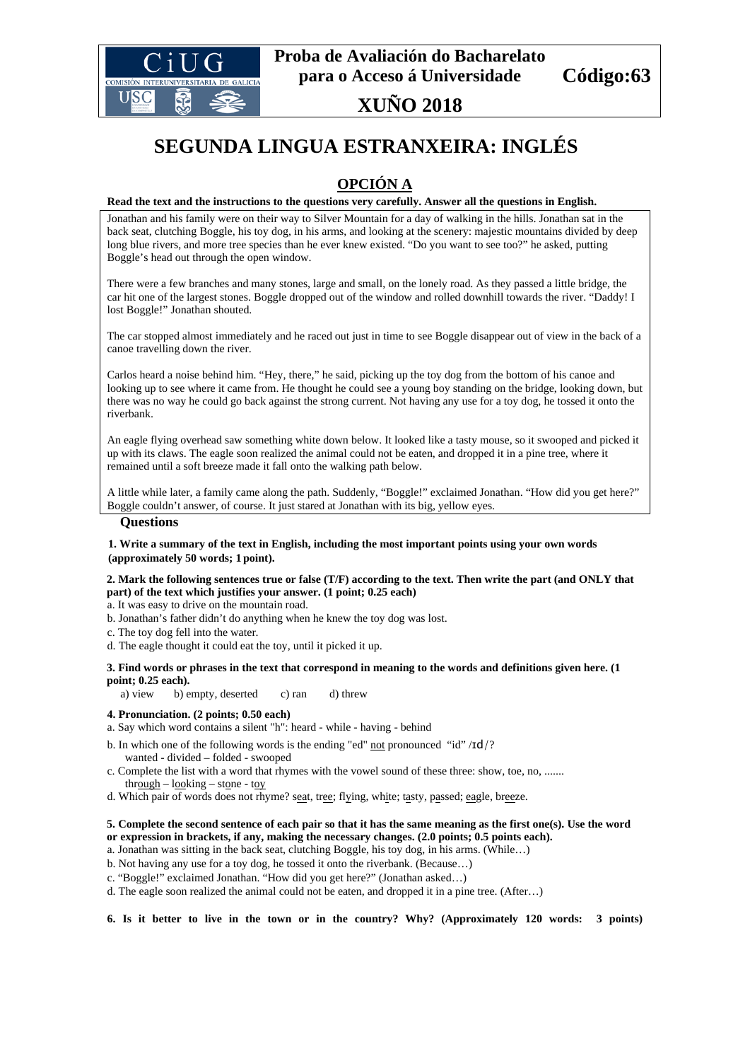**Proba de Avaliación do Bacharelato para o Acceso á Universidade** **Código:63**

**XUÑO 2018**

# SEGUNDA LINGUA ESTRANXEIRA: INGLÉS

## OPCIÓN A

**Read the text and the instructions to the questions very carefully. Answer all the questions in English.**

Jonathan and his family were on their way to Silver Mountain for a day of walking in the hills. Jonathan sat in the back seat, clutching Boggle, his toy dog, in his arms, and looking at the scenery: majestic mountains divided by deep long blue rivers, and more tree species than he ever knew existed. "Do you want to see too?" he asked, putting Boggle's head out through the open window.

There were a few branches and many stones, large and small, on the lonely road. As they passed a little bridge, the car hit one of the largest stones. Boggle dropped out of the window and rolled downhill towards the river. "Daddy! I lost Boggle!" Jonathan shouted.

The car stopped almost immediately and he raced out just in time to see Boggle disappear out of view in the back of a canoe travelling down the river.

Carlos heard a noise behind him. "Hey, there," he said, picking up the toy dog from the bottom of his canoe and looking up to see where it came from. He thought he could see a young boy standing on the bridge, looking down, but there was no way he could go back against the strong current. Not having any use for a toy dog, he tossed it onto the riverbank.

An eagle flying overhead saw something white down below. It looked like a tasty mouse, so it swooped and picked it up with its claws. The eagle soon realized the animal could not be eaten, and dropped it in a pine tree, where it remained until a soft breeze made it fall onto the walking path below.

A little while later, a family came along the path. Suddenly, "Boggle!" exclaimed Jonathan. "How did you get here?" Boggle couldn't answer, of course. It just stared at Jonathan with its big, yellow eyes.

### Questions

**1. Write a summary of the text in English, including the most important points using your own words (approximately 50 words; 1 point).**

**2. Mark the following sentences true or false (T/F) according to the text. Then write the part (and ONLY that part) of the text which justifies your answer. (1 point; 0.25 each)**

a. It was easy to drive on the mountain road.
b. Jonathan's father didn't do anything when he knew the toy dog was lost.
c. The toy dog fell into the water.
d. The eagle thought it could eat the toy, until it picked it up.

**3. Find words or phrases in the text that correspond in meaning to the words and definitions given here. (1 point; 0.25 each).**

a) view  b) empty, deserted  c) ran  d) threw

**4. Pronunciation. (2 points; 0.50 each)**

a. Say which word contains a silent "h": heard - while - having - behind
b. In which one of the following words is the ending "ed" not pronounced "id" /ɪd/?
wanted - divided – folded - swooped
c. Complete the list with a word that rhymes with the vowel sound of these three: show, toe, no, .......
thr<u>ough</u> – l<u>oo</u>king – st<u>o</u>ne - t<u>oy</u>
d. Which pair of words does not rhyme? s<u>ea</u>t, tr<u>ee</u>; fl<u>y</u>ing, wh<u>i</u>te; t<u>a</u>sty, p<u>a</u>ssed; <u>ea</u>gle, br<u>ee</u>ze.

**5. Complete the second sentence of each pair so that it has the same meaning as the first one(s). Use the word or expression in brackets, if any, making the necessary changes. (2.0 points; 0.5 points each).**

a. Jonathan was sitting in the back seat, clutching Boggle, his toy dog, in his arms. (While…)
b. Not having any use for a toy dog, he tossed it onto the riverbank. (Because…)
c. "Boggle!" exclaimed Jonathan. "How did you get here?" (Jonathan asked…)
d. The eagle soon realized the animal could not be eaten, and dropped it in a pine tree. (After…)

**6. Is it better to live in the town or in the country? Why? (Approximately 120 words: 3 points)**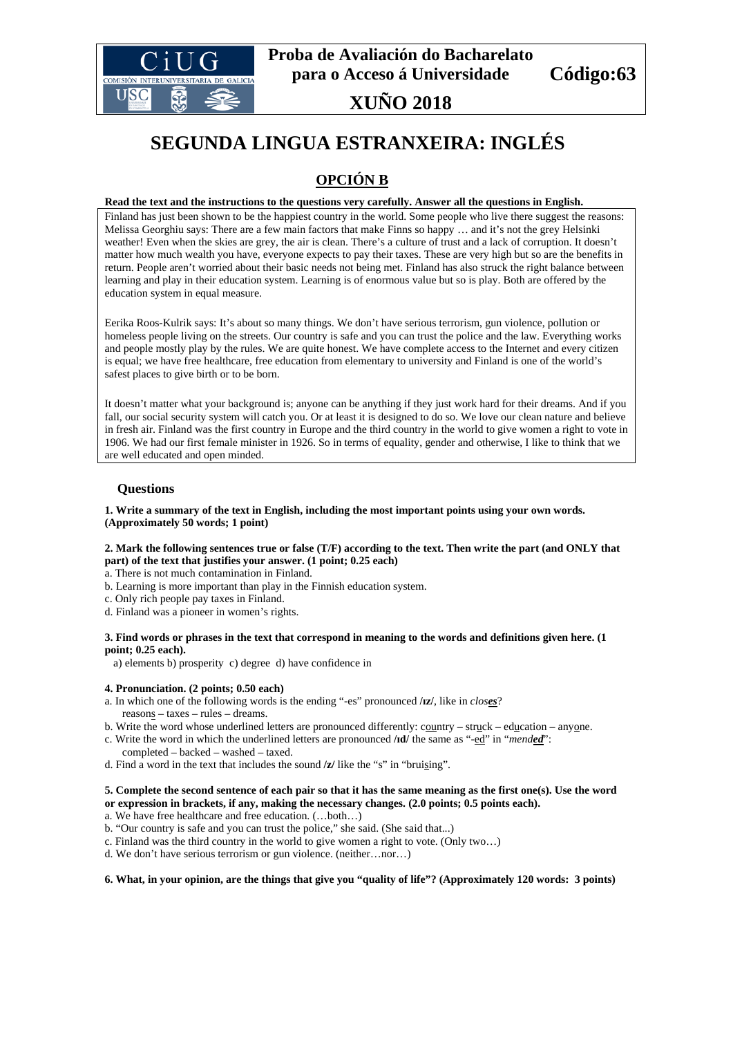# Proba de Avaliación do Bacharelato para o Acceso á Universidade

**Código:63**

## XUÑO 2018

# SEGUNDA LINGUA ESTRANXEIRA: INGLÉS

## OPCIÓN B

**Read the text and the instructions to the questions very carefully. Answer all the questions in English.**

Finland has just been shown to be the happiest country in the world. Some people who live there suggest the reasons: Melissa Georghiu says: There are a few main factors that make Finns so happy … and it's not the grey Helsinki weather! Even when the skies are grey, the air is clean. There's a culture of trust and a lack of corruption. It doesn't matter how much wealth you have, everyone expects to pay their taxes. These are very high but so are the benefits in return. People aren't worried about their basic needs not being met. Finland has also struck the right balance between learning and play in their education system. Learning is of enormous value but so is play. Both are offered by the education system in equal measure.

Eerika Roos-Kulrik says: It's about so many things. We don't have serious terrorism, gun violence, pollution or homeless people living on the streets. Our country is safe and you can trust the police and the law. Everything works and people mostly play by the rules. We are quite honest. We have complete access to the Internet and every citizen is equal; we have free healthcare, free education from elementary to university and Finland is one of the world's safest places to give birth or to be born.

It doesn't matter what your background is; anyone can be anything if they just work hard for their dreams. And if you fall, our social security system will catch you. Or at least it is designed to do so. We love our clean nature and believe in fresh air. Finland was the first country in Europe and the third country in the world to give women a right to vote in 1906. We had our first female minister in 1926. So in terms of equality, gender and otherwise, I like to think that we are well educated and open minded.

### Questions

**1. Write a summary of the text in English, including the most important points using your own words. (Approximately 50 words; 1 point)**

**2. Mark the following sentences true or false (T/F) according to the text. Then write the part (and ONLY that part) of the text that justifies your answer. (1 point; 0.25 each)**

a. There is not much contamination in Finland.
b. Learning is more important than play in the Finnish education system.
c. Only rich people pay taxes in Finland.
d. Finland was a pioneer in women's rights.

**3. Find words or phrases in the text that correspond in meaning to the words and definitions given here. (1 point; 0.25 each).**

a) elements b) prosperity c) degree d) have confidence in

**4. Pronunciation. (2 points; 0.50 each)**

a. In which one of the following words is the ending "-es" pronounced **/ɪz/**, like in *clos**es***?
reasons – taxes – rules – dreams.
b. Write the word whose underlined letters are pronounced differently: country – struck – education – anyone.
c. Write the word in which the underlined letters are pronounced **/ɪd/** the same as "-ed" in "*mend**ed***":
completed – backed – washed – taxed.
d. Find a word in the text that includes the sound **/z/** like the "s" in "bruising".

**5. Complete the second sentence of each pair so that it has the same meaning as the first one(s). Use the word or expression in brackets, if any, making the necessary changes. (2.0 points; 0.5 points each).**

a. We have free healthcare and free education. (…both…)
b. "Our country is safe and you can trust the police," she said. (She said that...)
c. Finland was the third country in the world to give women a right to vote. (Only two…)
d. We don't have serious terrorism or gun violence. (neither…nor…)

**6. What, in your opinion, are the things that give you "quality of life"? (Approximately 120 words: 3 points)**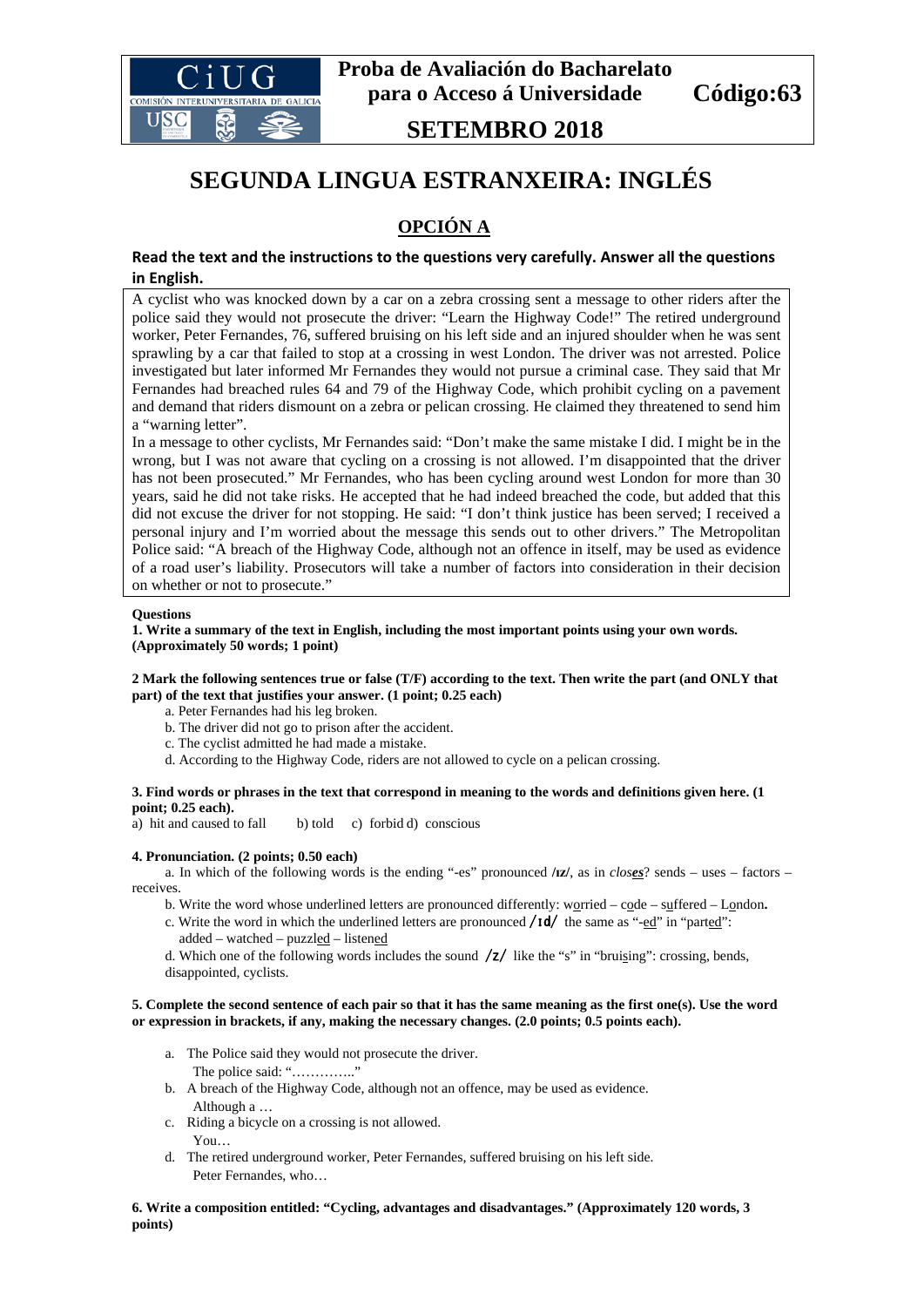**Proba de Avaliación do Bacharelato para o Acceso á Universidade** **Código:63**

**SETEMBRO 2018**

# SEGUNDA LINGUA ESTRANXEIRA: INGLÉS

## OPCIÓN A

**Read the text and the instructions to the questions very carefully. Answer all the questions in English.**

A cyclist who was knocked down by a car on a zebra crossing sent a message to other riders after the police said they would not prosecute the driver: "Learn the Highway Code!" The retired underground worker, Peter Fernandes, 76, suffered bruising on his left side and an injured shoulder when he was sent sprawling by a car that failed to stop at a crossing in west London. The driver was not arrested. Police investigated but later informed Mr Fernandes they would not pursue a criminal case. They said that Mr Fernandes had breached rules 64 and 79 of the Highway Code, which prohibit cycling on a pavement and demand that riders dismount on a zebra or pelican crossing. He claimed they threatened to send him a "warning letter".

In a message to other cyclists, Mr Fernandes said: "Don't make the same mistake I did. I might be in the wrong, but I was not aware that cycling on a crossing is not allowed. I'm disappointed that the driver has not been prosecuted." Mr Fernandes, who has been cycling around west London for more than 30 years, said he did not take risks. He accepted that he had indeed breached the code, but added that this did not excuse the driver for not stopping. He said: "I don't think justice has been served; I received a personal injury and I'm worried about the message this sends out to other drivers." The Metropolitan Police said: "A breach of the Highway Code, although not an offence in itself, may be used as evidence of a road user's liability. Prosecutors will take a number of factors into consideration in their decision on whether or not to prosecute."

**Questions**

**1. Write a summary of the text in English, including the most important points using your own words. (Approximately 50 words; 1 point)**

**2 Mark the following sentences true or false (T/F) according to the text. Then write the part (and ONLY that part) of the text that justifies your answer. (1 point; 0.25 each)**

a. Peter Fernandes had his leg broken.
b. The driver did not go to prison after the accident.
c. The cyclist admitted he had made a mistake.
d. According to the Highway Code, riders are not allowed to cycle on a pelican crossing.

**3. Find words or phrases in the text that correspond in meaning to the words and definitions given here. (1 point; 0.25 each).**

a) hit and caused to fall  b) told  c) forbid d) conscious

**4. Pronunciation. (2 points; 0.50 each)**

a. In which of the following words is the ending "-es" pronounced **/ɪz/**, as in *clos**es***? sends – uses – factors – receives.

b. Write the word whose underlined letters are pronounced differently: w<u>o</u>rried – c<u>o</u>de – s<u>u</u>ffered – L<u>o</u>ndon**.**

c. Write the word in which the underlined letters are pronounced **/ɪd/** the same as "-<u>ed</u>" in "part<u>ed</u>": added – watched – puzzl<u>ed</u> – listen<u>ed</u>

d. Which one of the following words includes the sound **/z/** like the "s" in "brui<u>s</u>ing": crossing, bends, disappointed, cyclists.

**5. Complete the second sentence of each pair so that it has the same meaning as the first one(s). Use the word or expression in brackets, if any, making the necessary changes. (2.0 points; 0.5 points each).**

a. The Police said they would not prosecute the driver.
   The police said: "………….."
b. A breach of the Highway Code, although not an offence, may be used as evidence.
   Although a …
c. Riding a bicycle on a crossing is not allowed.
   You…
d. The retired underground worker, Peter Fernandes, suffered bruising on his left side.
   Peter Fernandes, who…

**6. Write a composition entitled: "Cycling, advantages and disadvantages." (Approximately 120 words, 3 points)**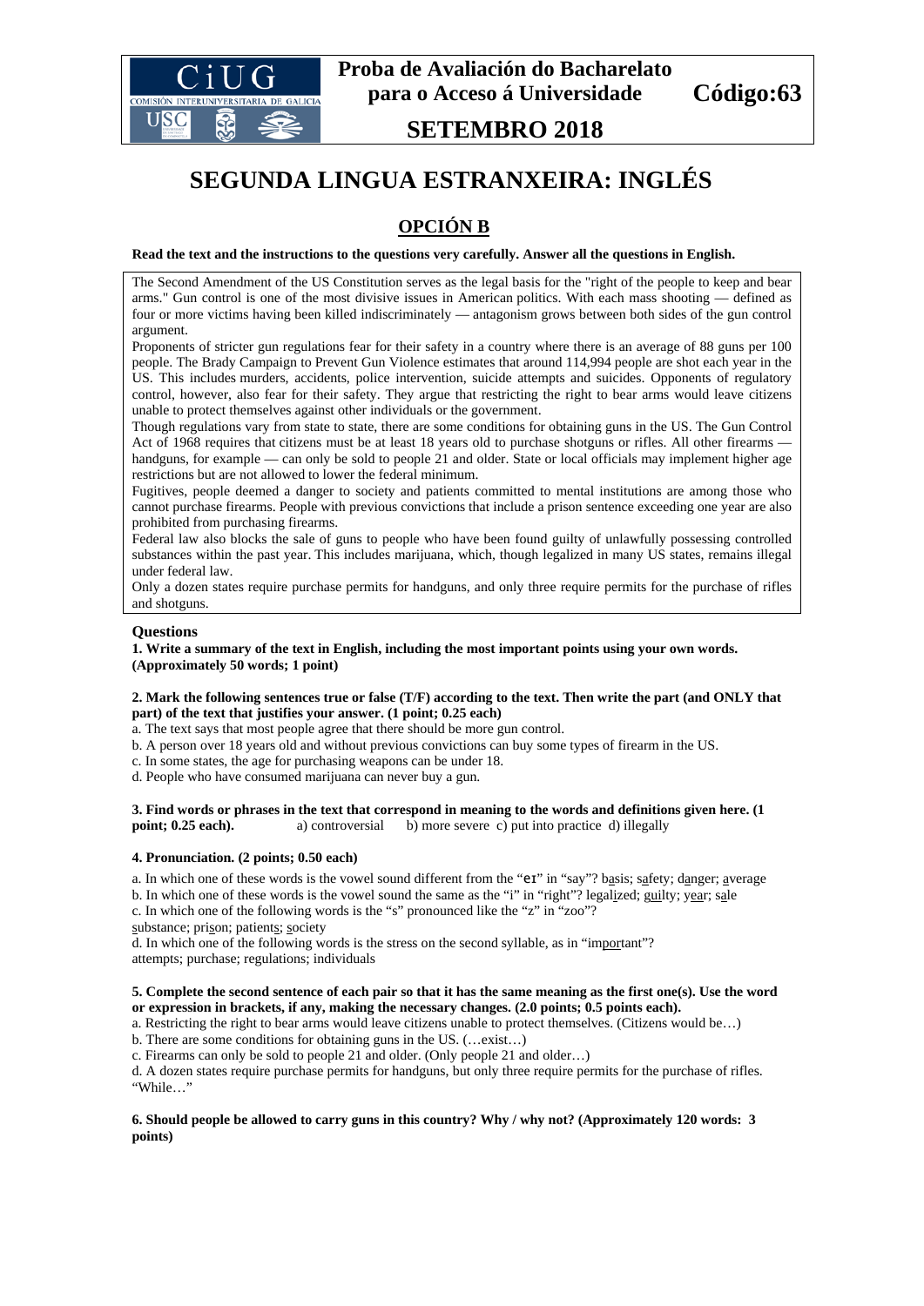**Proba de Avaliación do Bacharelato para o Acceso á Universidade** **Código:63**

**SETEMBRO 2018**

# SEGUNDA LINGUA ESTRANXEIRA: INGLÉS

## OPCIÓN B

**Read the text and the instructions to the questions very carefully. Answer all the questions in English.**

The Second Amendment of the US Constitution serves as the legal basis for the "right of the people to keep and bear arms." Gun control is one of the most divisive issues in American politics. With each mass shooting — defined as four or more victims having been killed indiscriminately — antagonism grows between both sides of the gun control argument.

Proponents of stricter gun regulations fear for their safety in a country where there is an average of 88 guns per 100 people. The Brady Campaign to Prevent Gun Violence estimates that around 114,994 people are shot each year in the US. This includes murders, accidents, police intervention, suicide attempts and suicides. Opponents of regulatory control, however, also fear for their safety. They argue that restricting the right to bear arms would leave citizens unable to protect themselves against other individuals or the government.

Though regulations vary from state to state, there are some conditions for obtaining guns in the US. The Gun Control Act of 1968 requires that citizens must be at least 18 years old to purchase shotguns or rifles. All other firearms — handguns, for example — can only be sold to people 21 and older. State or local officials may implement higher age restrictions but are not allowed to lower the federal minimum.

Fugitives, people deemed a danger to society and patients committed to mental institutions are among those who cannot purchase firearms. People with previous convictions that include a prison sentence exceeding one year are also prohibited from purchasing firearms.

Federal law also blocks the sale of guns to people who have been found guilty of unlawfully possessing controlled substances within the past year. This includes marijuana, which, though legalized in many US states, remains illegal under federal law.

Only a dozen states require purchase permits for handguns, and only three require permits for the purchase of rifles and shotguns.

### Questions

**1. Write a summary of the text in English, including the most important points using your own words. (Approximately 50 words; 1 point)**

**2. Mark the following sentences true or false (T/F) according to the text. Then write the part (and ONLY that part) of the text that justifies your answer. (1 point; 0.25 each)**

a. The text says that most people agree that there should be more gun control.
b. A person over 18 years old and without previous convictions can buy some types of firearm in the US.
c. In some states, the age for purchasing weapons can be under 18.
d. People who have consumed marijuana can never buy a gun.

**3. Find words or phrases in the text that correspond in meaning to the words and definitions given here. (1 point; 0.25 each).** a) controversial b) more severe c) put into practice d) illegally

**4. Pronunciation. (2 points; 0.50 each)**

a. In which one of these words is the vowel sound different from the "eɪ" in "say"? basis; safety; danger; average
b. In which one of these words is the vowel sound the same as the "i" in "right"? legalized; guilty; year; sale
c. In which one of the following words is the "s" pronounced like the "z" in "zoo"?
substance; prison; patients; society
d. In which one of the following words is the stress on the second syllable, as in "important"?
attempts; purchase; regulations; individuals

**5. Complete the second sentence of each pair so that it has the same meaning as the first one(s). Use the word or expression in brackets, if any, making the necessary changes. (2.0 points; 0.5 points each).**

a. Restricting the right to bear arms would leave citizens unable to protect themselves. (Citizens would be…)
b. There are some conditions for obtaining guns in the US. (…exist…)
c. Firearms can only be sold to people 21 and older. (Only people 21 and older…)
d. A dozen states require purchase permits for handguns, but only three require permits for the purchase of rifles. "While…"

**6. Should people be allowed to carry guns in this country? Why / why not? (Approximately 120 words: 3 points)**